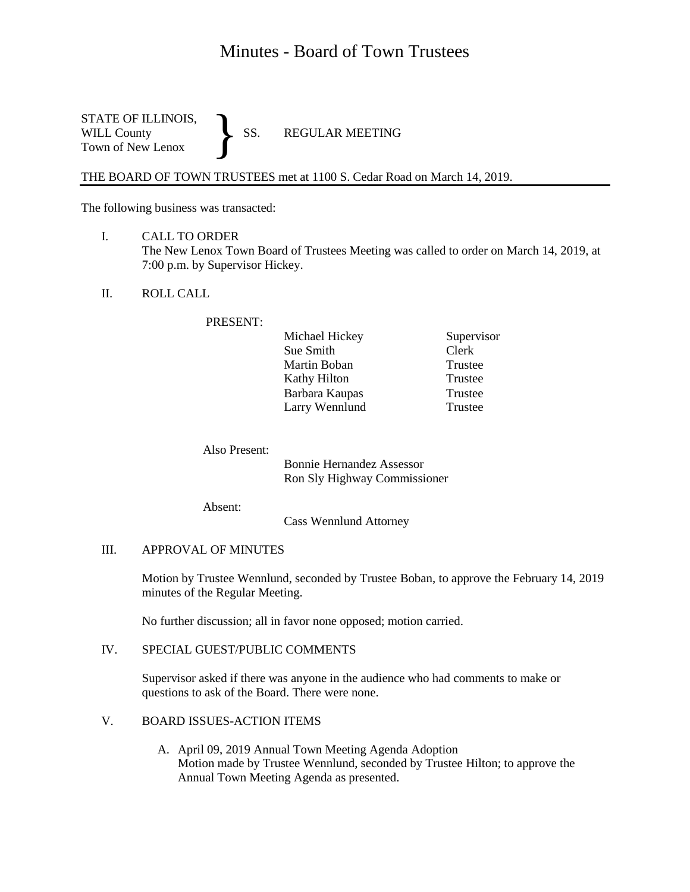# Minutes - Board of Town Trustees

STATE OF ILLINOIS,
WILL County
Town of New Lenox
} SS. REGULAR MEETING

THE BOARD OF TOWN TRUSTEES met at 1100 S. Cedar Road on March 14, 2019.

The following business was transacted:

I. CALL TO ORDER
The New Lenox Town Board of Trustees Meeting was called to order on March 14, 2019, at 7:00 p.m. by Supervisor Hickey.

II. ROLL CALL

PRESENT:

| | |
|---|---|
| Michael Hickey | Supervisor |
| Sue Smith | Clerk |
| Martin Boban | Trustee |
| Kathy Hilton | Trustee |
| Barbara Kaupas | Trustee |
| Larry Wennlund | Trustee |

Also Present:
Bonnie Hernandez Assessor
Ron Sly Highway Commissioner

Absent:
Cass Wennlund Attorney

III. APPROVAL OF MINUTES

Motion by Trustee Wennlund, seconded by Trustee Boban, to approve the February 14, 2019 minutes of the Regular Meeting.

No further discussion; all in favor none opposed; motion carried.

IV. SPECIAL GUEST/PUBLIC COMMENTS

Supervisor asked if there was anyone in the audience who had comments to make or questions to ask of the Board. There were none.

V. BOARD ISSUES-ACTION ITEMS

A. April 09, 2019 Annual Town Meeting Agenda Adoption
Motion made by Trustee Wennlund, seconded by Trustee Hilton; to approve the Annual Town Meeting Agenda as presented.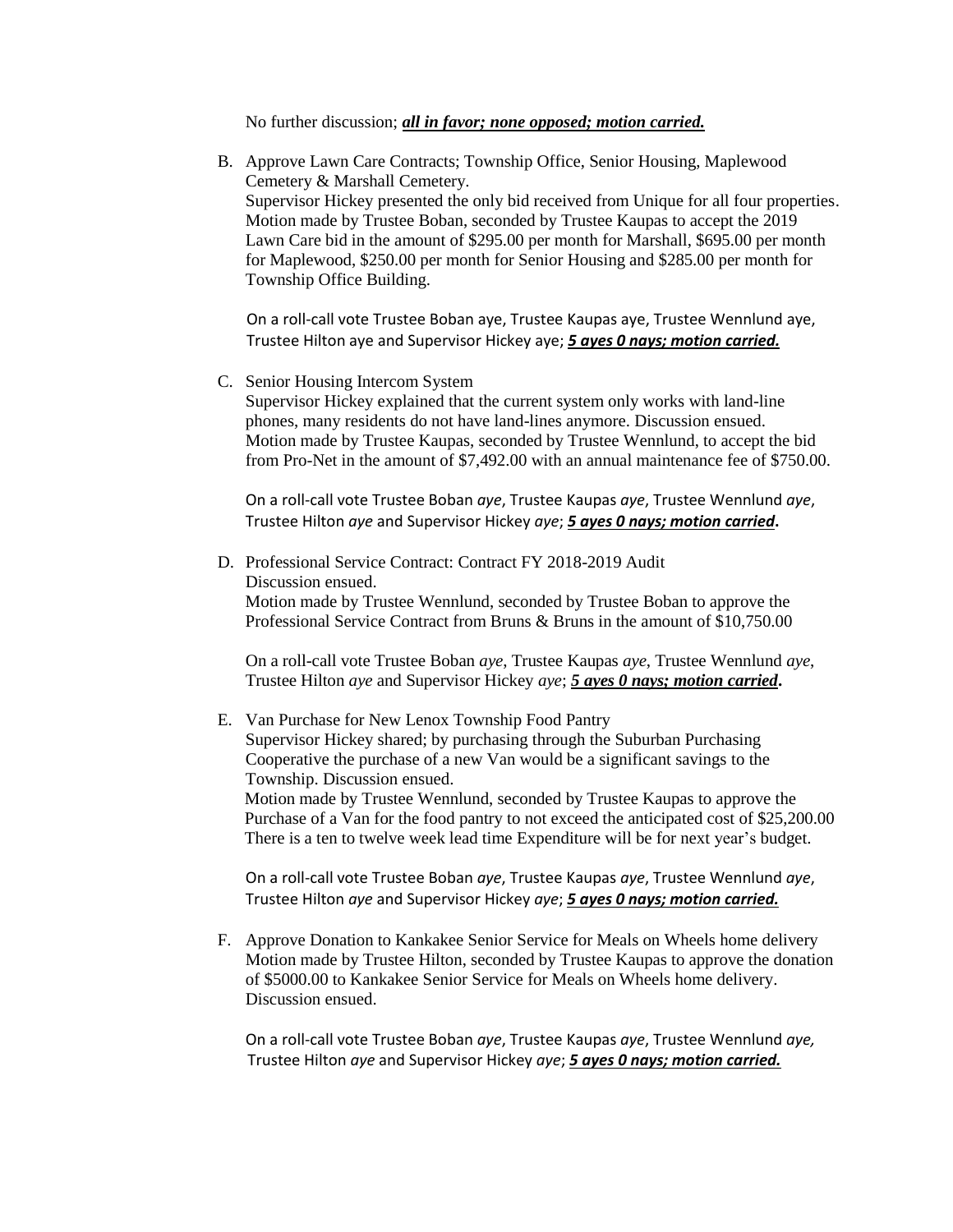No further discussion; ***all in favor; none opposed; motion carried.***

B. Approve Lawn Care Contracts; Township Office, Senior Housing, Maplewood Cemetery & Marshall Cemetery.
   Supervisor Hickey presented the only bid received from Unique for all four properties. Motion made by Trustee Boban, seconded by Trustee Kaupas to accept the 2019 Lawn Care bid in the amount of $295.00 per month for Marshall, $695.00 per month for Maplewood, $250.00 per month for Senior Housing and $285.00 per month for Township Office Building.

   On a roll-call vote Trustee Boban aye, Trustee Kaupas aye, Trustee Wennlund aye, Trustee Hilton aye and Supervisor Hickey aye; ***5 ayes 0 nays; motion carried.***

C. Senior Housing Intercom System
   Supervisor Hickey explained that the current system only works with land-line phones, many residents do not have land-lines anymore. Discussion ensued. Motion made by Trustee Kaupas, seconded by Trustee Wennlund, to accept the bid from Pro-Net in the amount of $7,492.00 with an annual maintenance fee of $750.00.

   On a roll-call vote Trustee Boban *aye*, Trustee Kaupas *aye*, Trustee Wennlund *aye*, Trustee Hilton *aye* and Supervisor Hickey *aye*; ***5 ayes 0 nays; motion carried*.**

D. Professional Service Contract: Contract FY 2018-2019 Audit
   Discussion ensued.
   Motion made by Trustee Wennlund, seconded by Trustee Boban to approve the Professional Service Contract from Bruns & Bruns in the amount of $10,750.00

   On a roll-call vote Trustee Boban *aye*, Trustee Kaupas *aye*, Trustee Wennlund *aye*, Trustee Hilton *aye* and Supervisor Hickey *aye*; ***5 ayes 0 nays; motion carried*.**

E. Van Purchase for New Lenox Township Food Pantry
   Supervisor Hickey shared; by purchasing through the Suburban Purchasing Cooperative the purchase of a new Van would be a significant savings to the Township. Discussion ensued.
   Motion made by Trustee Wennlund, seconded by Trustee Kaupas to approve the Purchase of a Van for the food pantry to not exceed the anticipated cost of $25,200.00 There is a ten to twelve week lead time Expenditure will be for next year's budget.

   On a roll-call vote Trustee Boban *aye*, Trustee Kaupas *aye*, Trustee Wennlund *aye*, Trustee Hilton *aye* and Supervisor Hickey *aye*; ***5 ayes 0 nays; motion carried.***

F. Approve Donation to Kankakee Senior Service for Meals on Wheels home delivery
   Motion made by Trustee Hilton, seconded by Trustee Kaupas to approve the donation of $5000.00 to Kankakee Senior Service for Meals on Wheels home delivery. Discussion ensued.

   On a roll-call vote Trustee Boban *aye*, Trustee Kaupas *aye*, Trustee Wennlund *aye,* Trustee Hilton *aye* and Supervisor Hickey *aye*; ***5 ayes 0 nays; motion carried.***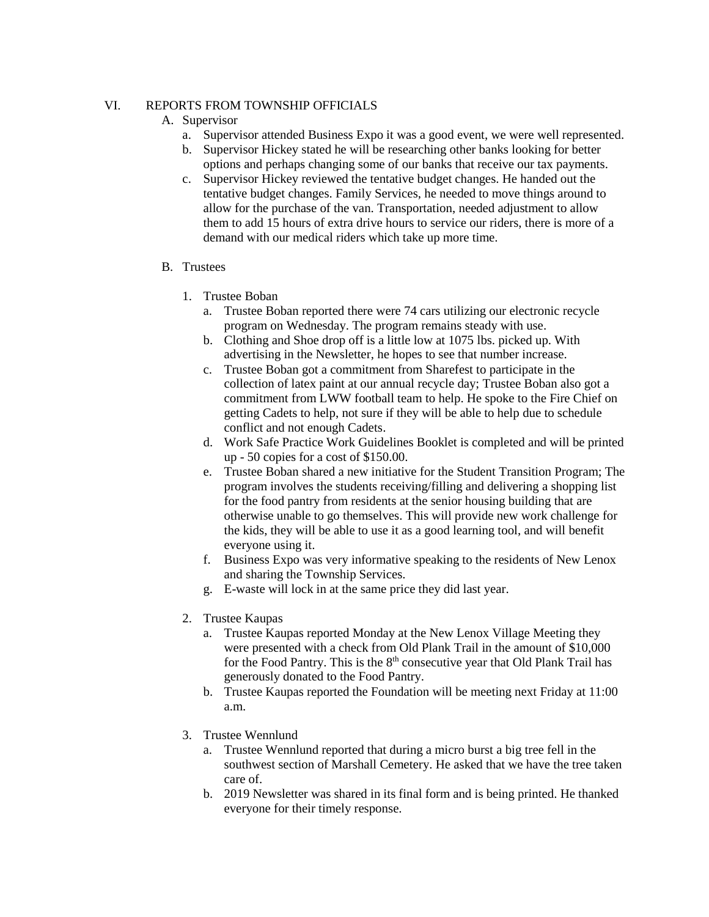## VI. REPORTS FROM TOWNSHIP OFFICIALS

### A. Supervisor

a. Supervisor attended Business Expo it was a good event, we were well represented.

b. Supervisor Hickey stated he will be researching other banks looking for better options and perhaps changing some of our banks that receive our tax payments.

c. Supervisor Hickey reviewed the tentative budget changes. He handed out the tentative budget changes. Family Services, he needed to move things around to allow for the purchase of the van. Transportation, needed adjustment to allow them to add 15 hours of extra drive hours to service our riders, there is more of a demand with our medical riders which take up more time.

### B. Trustees

1. Trustee Boban

   a. Trustee Boban reported there were 74 cars utilizing our electronic recycle program on Wednesday. The program remains steady with use.

   b. Clothing and Shoe drop off is a little low at 1075 lbs. picked up. With advertising in the Newsletter, he hopes to see that number increase.

   c. Trustee Boban got a commitment from Sharefest to participate in the collection of latex paint at our annual recycle day; Trustee Boban also got a commitment from LWW football team to help. He spoke to the Fire Chief on getting Cadets to help, not sure if they will be able to help due to schedule conflict and not enough Cadets.

   d. Work Safe Practice Work Guidelines Booklet is completed and will be printed up - 50 copies for a cost of $150.00.

   e. Trustee Boban shared a new initiative for the Student Transition Program; The program involves the students receiving/filling and delivering a shopping list for the food pantry from residents at the senior housing building that are otherwise unable to go themselves. This will provide new work challenge for the kids, they will be able to use it as a good learning tool, and will benefit everyone using it.

   f. Business Expo was very informative speaking to the residents of New Lenox and sharing the Township Services.

   g. E-waste will lock in at the same price they did last year.

2. Trustee Kaupas

   a. Trustee Kaupas reported Monday at the New Lenox Village Meeting they were presented with a check from Old Plank Trail in the amount of $10,000 for the Food Pantry. This is the 8th consecutive year that Old Plank Trail has generously donated to the Food Pantry.

   b. Trustee Kaupas reported the Foundation will be meeting next Friday at 11:00 a.m.

3. Trustee Wennlund

   a. Trustee Wennlund reported that during a micro burst a big tree fell in the southwest section of Marshall Cemetery. He asked that we have the tree taken care of.

   b. 2019 Newsletter was shared in its final form and is being printed. He thanked everyone for their timely response.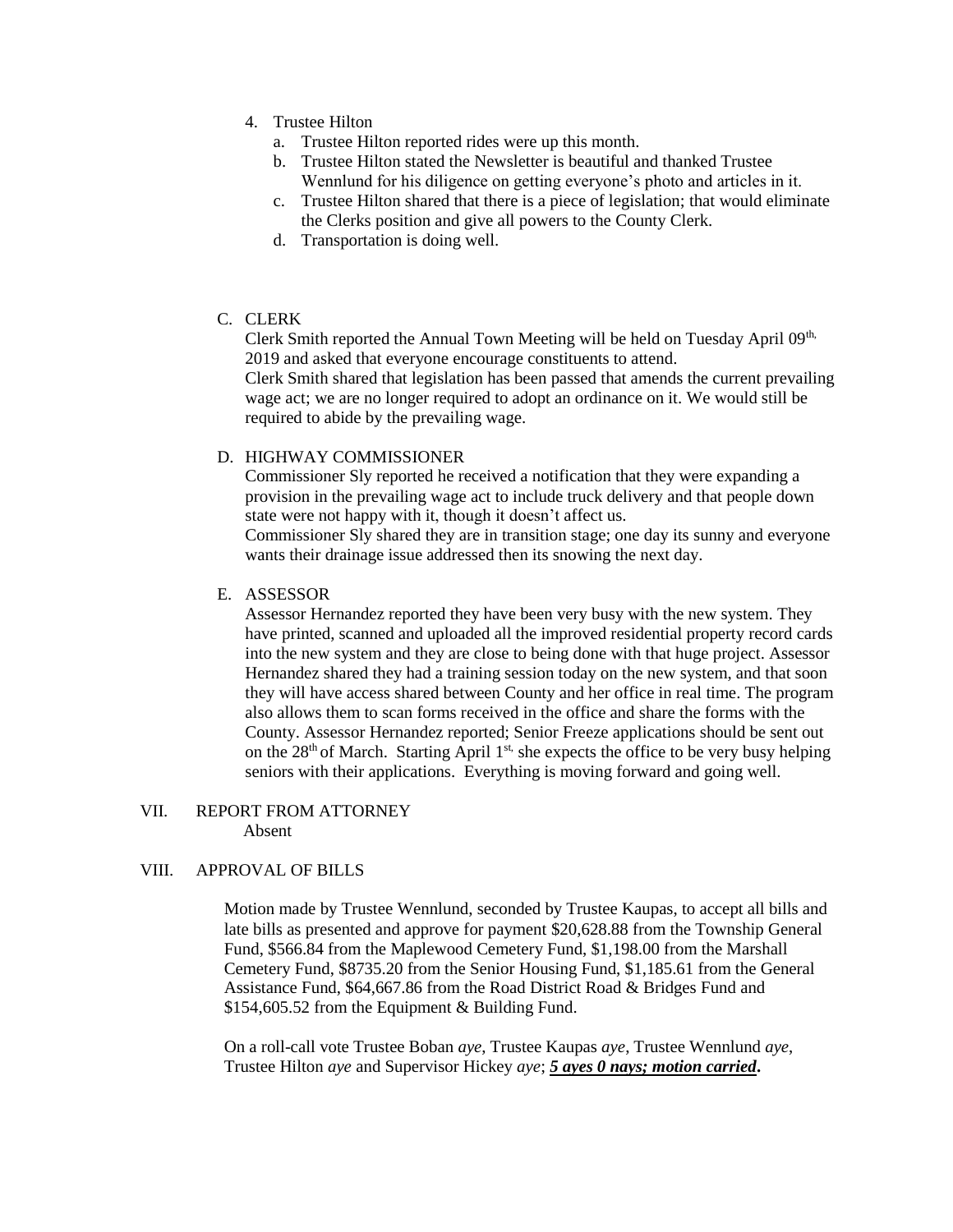4. Trustee Hilton
   a. Trustee Hilton reported rides were up this month.
   b. Trustee Hilton stated the Newsletter is beautiful and thanked Trustee Wennlund for his diligence on getting everyone's photo and articles in it.
   c. Trustee Hilton shared that there is a piece of legislation; that would eliminate the Clerks position and give all powers to the County Clerk.
   d. Transportation is doing well.

C. CLERK

Clerk Smith reported the Annual Town Meeting will be held on Tuesday April 09th, 2019 and asked that everyone encourage constituents to attend.
Clerk Smith shared that legislation has been passed that amends the current prevailing wage act; we are no longer required to adopt an ordinance on it. We would still be required to abide by the prevailing wage.

D. HIGHWAY COMMISSIONER

Commissioner Sly reported he received a notification that they were expanding a provision in the prevailing wage act to include truck delivery and that people down state were not happy with it, though it doesn't affect us.
Commissioner Sly shared they are in transition stage; one day its sunny and everyone wants their drainage issue addressed then its snowing the next day.

E. ASSESSOR

Assessor Hernandez reported they have been very busy with the new system. They have printed, scanned and uploaded all the improved residential property record cards into the new system and they are close to being done with that huge project. Assessor Hernandez shared they had a training session today on the new system, and that soon they will have access shared between County and her office in real time. The program also allows them to scan forms received in the office and share the forms with the County. Assessor Hernandez reported; Senior Freeze applications should be sent out on the 28th of March. Starting April 1st, she expects the office to be very busy helping seniors with their applications. Everything is moving forward and going well.

VII. REPORT FROM ATTORNEY

Absent

VIII. APPROVAL OF BILLS

Motion made by Trustee Wennlund, seconded by Trustee Kaupas, to accept all bills and late bills as presented and approve for payment $20,628.88 from the Township General Fund, $566.84 from the Maplewood Cemetery Fund, $1,198.00 from the Marshall Cemetery Fund, $8735.20 from the Senior Housing Fund, $1,185.61 from the General Assistance Fund, $64,667.86 from the Road District Road & Bridges Fund and $154,605.52 from the Equipment & Building Fund.

On a roll-call vote Trustee Boban *aye*, Trustee Kaupas *aye*, Trustee Wennlund *aye*, Trustee Hilton *aye* and Supervisor Hickey *aye*; ***5 ayes 0 nays; motion carried*.**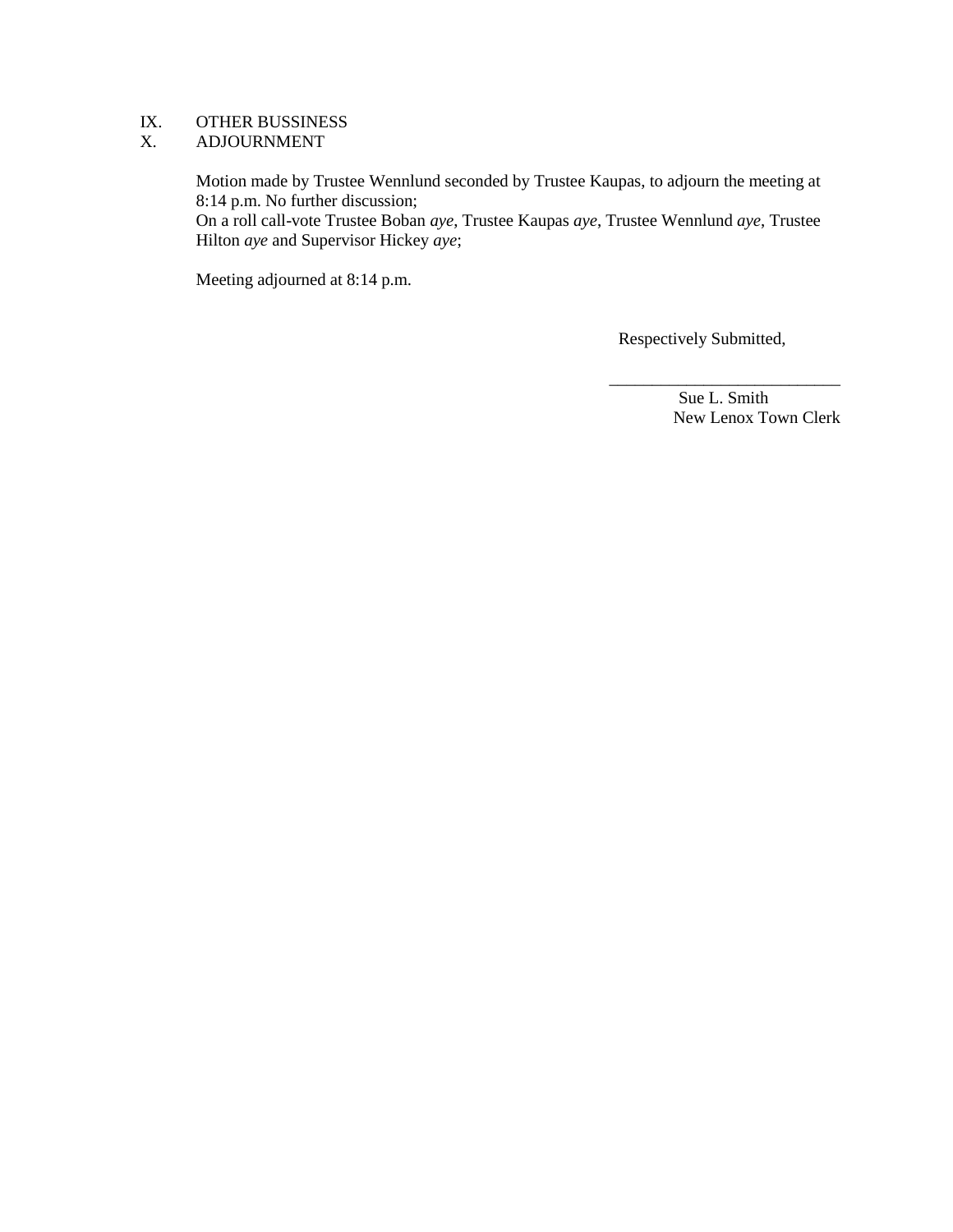IX. OTHER BUSSINESS

X. ADJOURNMENT

Motion made by Trustee Wennlund seconded by Trustee Kaupas, to adjourn the meeting at 8:14 p.m. No further discussion;
On a roll call-vote Trustee Boban *aye*, Trustee Kaupas *aye*, Trustee Wennlund *aye*, Trustee Hilton *aye* and Supervisor Hickey *aye*;

Meeting adjourned at 8:14 p.m.

Respectively Submitted,

___________________________

Sue L. Smith
New Lenox Town Clerk